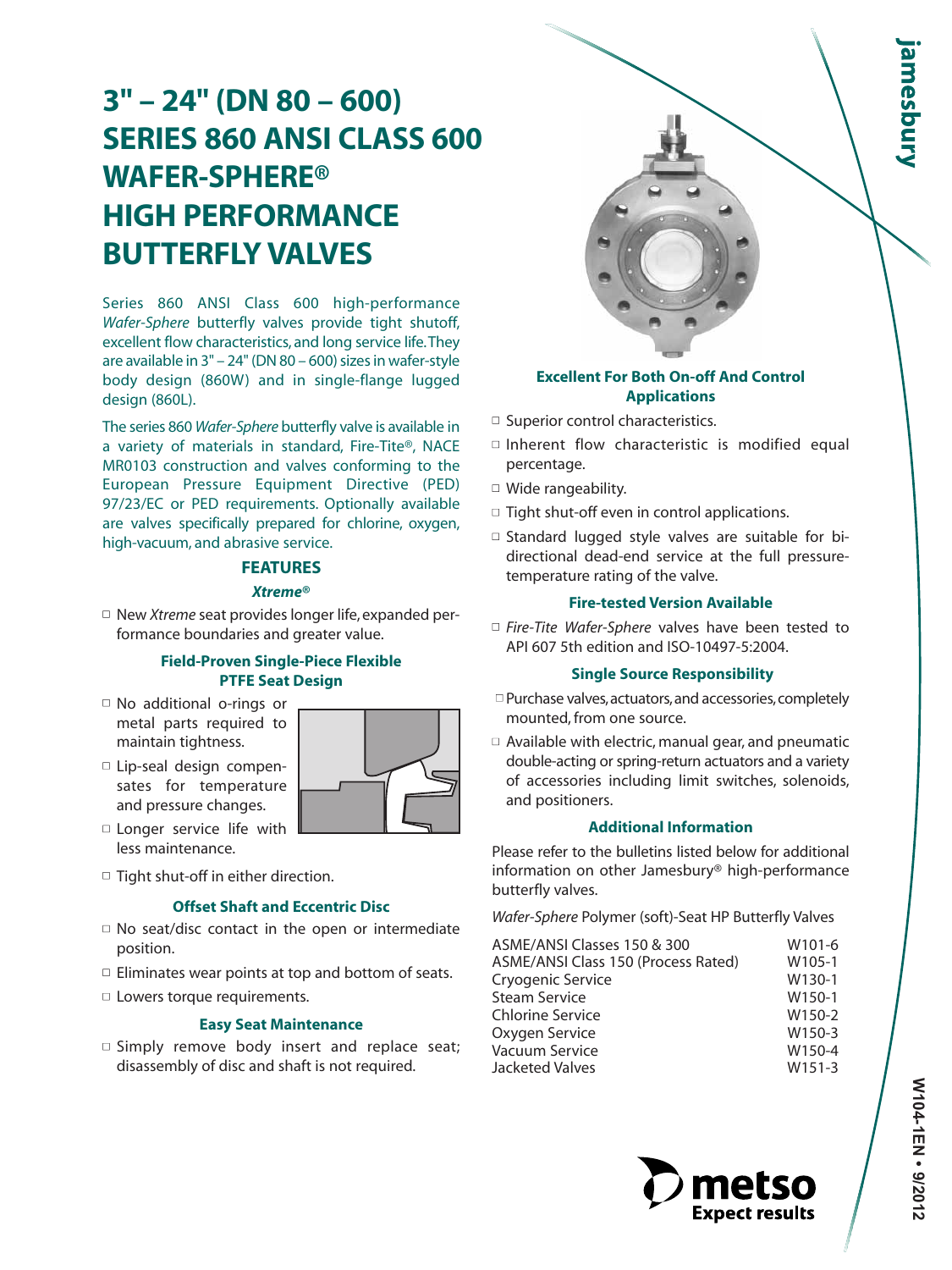# 3" – 24" (DN 80 – 600) SERIES 860 ANSI CLASS 600 WAFER-SPHERE® HIGH PERFORMANCE BUTTERFLY VALVES

Series 860 ANSI Class 600 high-performance *Wafer-Sphere* butterfly valves provide tight shutoff, excellent flow characteristics, and long service life. They are available in 3" – 24" (DN 80 – 600) sizes in wafer-style body design (860W) and in single-flange lugged design (860L).

The series 860 *Wafer-Sphere* butterfly valve is available in a variety of materials in standard, Fire-Tite®, NACE MR0103 construction and valves conforming to the European Pressure Equipment Directive (PED) 97/23/EC or PED requirements. Optionally available are valves specifically prepared for chlorine, oxygen, high-vacuum, and abrasive service.

## FEATURES

### *Xtreme®*

- New *Xtreme* seat provides longer life, expanded performance boundaries and greater value.

### Field-Proven Single-Piece Flexible PTFE Seat Design

- No additional o-rings or metal parts required to maintain tightness.
- Lip-seal design compensates for temperature and pressure changes.
- Longer service life with less maintenance.
- Tight shut-off in either direction.

### Offset Shaft and Eccentric Disc

- No seat/disc contact in the open or intermediate position.
- Eliminates wear points at top and bottom of seats.
- Lowers torque requirements.

### Easy Seat Maintenance

- Simply remove body insert and replace seat; disassembly of disc and shaft is not required.

### Excellent For Both On-off And Control Applications

- Superior control characteristics.
- Inherent flow characteristic is modified equal percentage.
- Wide rangeability.
- Tight shut-off even in control applications.
- Standard lugged style valves are suitable for bi-directional dead-end service at the full pressure-temperature rating of the valve.

### Fire-tested Version Available

- *Fire-Tite Wafer-Sphere* valves have been tested to API 607 5th edition and ISO-10497-5:2004.

### Single Source Responsibility

- Purchase valves, actuators, and accessories, completely mounted, from one source.
- Available with electric, manual gear, and pneumatic double-acting or spring-return actuators and a variety of accessories including limit switches, solenoids, and positioners.

### Additional Information

Please refer to the bulletins listed below for additional information on other Jamesbury® high-performance butterfly valves.

*Wafer-Sphere* Polymer (soft)-Seat HP Butterfly Valves

| | |
|---|---|
| ASME/ANSI Classes 150 & 300 | W101-6 |
| ASME/ANSI Class 150 (Process Rated) | W105-1 |
| Cryogenic Service | W130-1 |
| Steam Service | W150-1 |
| Chlorine Service | W150-2 |
| Oxygen Service | W150-3 |
| Vacuum Service | W150-4 |
| Jacketed Valves | W151-3 |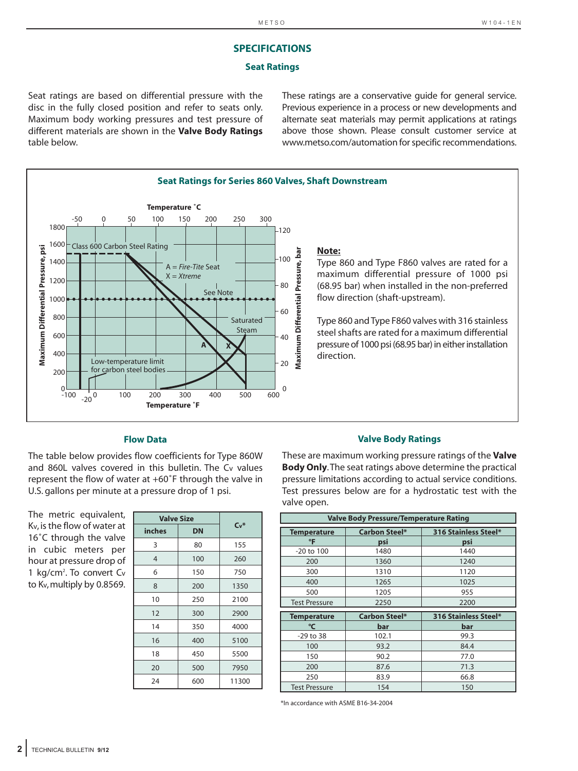# SPECIFICATIONS

## Seat Ratings

Seat ratings are based on differential pressure with the disc in the fully closed position and refer to seats only. Maximum body working pressures and test pressure of different materials are shown in the **Valve Body Ratings** table below.

These ratings are a conservative guide for general service. Previous experience in a process or new developments and alternate seat materials may permit applications at ratings above those shown. Please consult customer service at www.metso.com/automation for specific recommendations.

### Seat Ratings for Series 860 Valves, Shaft Downstream

Temperature ˚C

Class 600 Carbon Steel Rating

A = *Fire-Tite* Seat
X = *Xtreme*

See Note

Saturated Steam

Low-temperature limit for carbon steel bodies

Maximum Differential Pressure, psi

Maximum Differential Pressure, bar

Temperature ˚F

**Note:**

Type 860 and Type F860 valves are rated for a maximum differential pressure of 1000 psi (68.95 bar) when installed in the non-preferred flow direction (shaft-upstream).

Type 860 and Type F860 valves with 316 stainless steel shafts are rated for a maximum differential pressure of 1000 psi (68.95 bar) in either installation direction.

## Flow Data

The table below provides flow coefficients for Type 860W and 860L valves covered in this bulletin. The $C_v$ values represent the flow of water at +60˚F through the valve in U.S. gallons per minute at a pressure drop of 1 psi.

The metric equivalent, $K_v$, is the flow of water at 16˚C through the valve in cubic meters per hour at pressure drop of 1 kg/cm². To convert $C_v$ to $K_v$, multiply by 0.8569.

| Valve Size | | $C_v$* |
|---|---|---|
| inches | DN | |
| 3 | 80 | 155 |
| 4 | 100 | 260 |
| 6 | 150 | 750 |
| 8 | 200 | 1350 |
| 10 | 250 | 2100 |
| 12 | 300 | 2900 |
| 14 | 350 | 4000 |
| 16 | 400 | 5100 |
| 18 | 450 | 5500 |
| 20 | 500 | 7950 |
| 24 | 600 | 11300 |

## Valve Body Ratings

These are maximum working pressure ratings of the **Valve Body Only**. The seat ratings above determine the practical pressure limitations according to actual service conditions. Test pressures below are for a hydrostatic test with the valve open.

**Valve Body Pressure/Temperature Rating**

| Temperature | Carbon Steel* | 316 Stainless Steel* |
|---|---|---|
| °F | psi | psi |
| -20 to 100 | 1480 | 1440 |
| 200 | 1360 | 1240 |
| 300 | 1310 | 1120 |
| 400 | 1265 | 1025 |
| 500 | 1205 | 955 |
| Test Pressure | 2250 | 2200 |

| Temperature | Carbon Steel* | 316 Stainless Steel* |
|---|---|---|
| °C | bar | bar |
| -29 to 38 | 102.1 | 99.3 |
| 100 | 93.2 | 84.4 |
| 150 | 90.2 | 77.0 |
| 200 | 87.6 | 71.3 |
| 250 | 83.9 | 66.8 |
| Test Pressure | 154 | 150 |

*In accordance with ASME B16-34-2004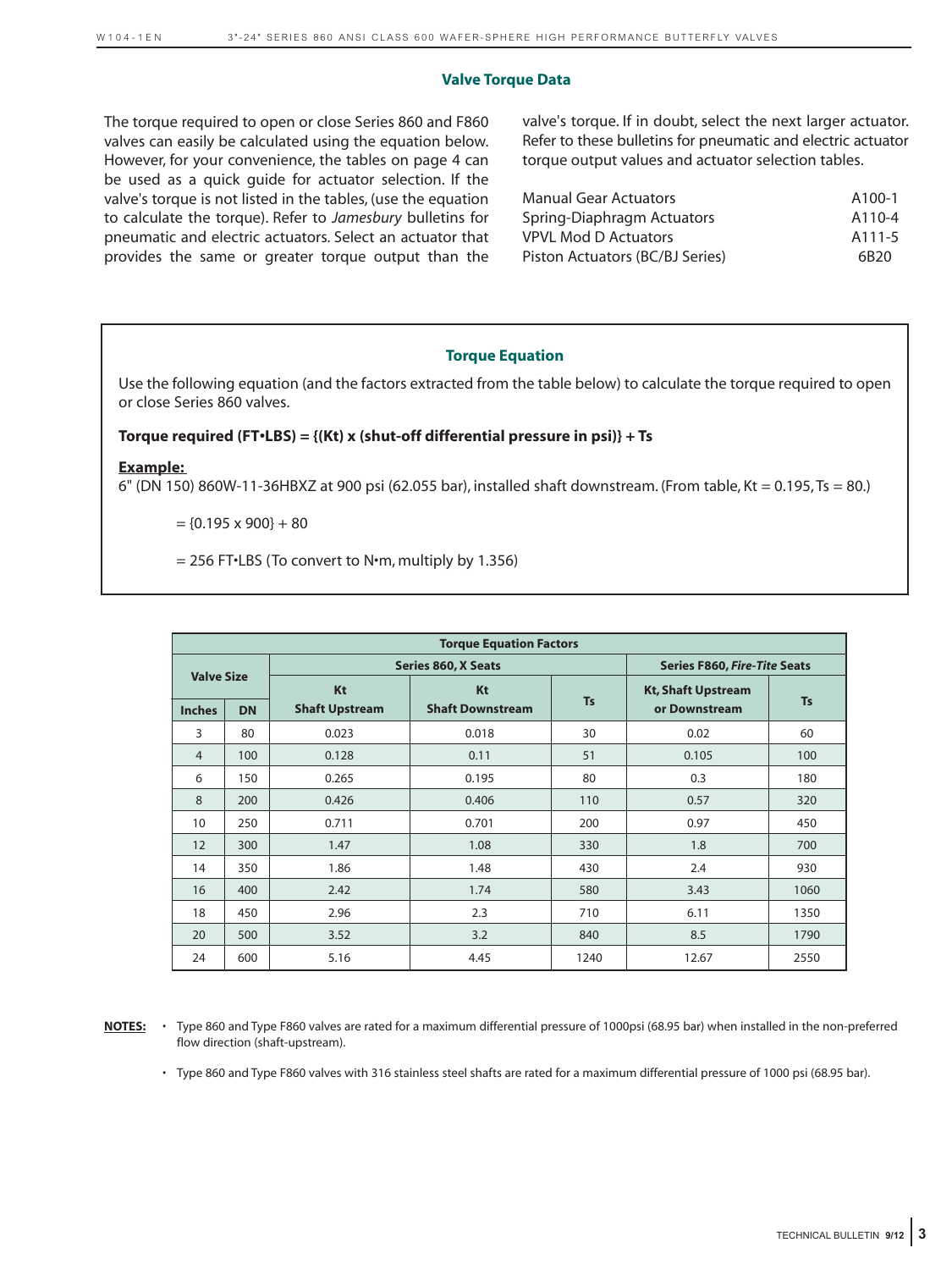## Valve Torque Data

The torque required to open or close Series 860 and F860 valves can easily be calculated using the equation below. However, for your convenience, the tables on page 4 can be used as a quick guide for actuator selection. If the valve's torque is not listed in the tables, (use the equation to calculate the torque). Refer to *Jamesbury* bulletins for pneumatic and electric actuators. Select an actuator that provides the same or greater torque output than the valve's torque. If in doubt, select the next larger actuator. Refer to these bulletins for pneumatic and electric actuator torque output values and actuator selection tables.

| | |
|---|---|
| Manual Gear Actuators | A100-1 |
| Spring-Diaphragm Actuators | A110-4 |
| VPVL Mod D Actuators | A111-5 |
| Piston Actuators (BC/BJ Series) | 6B20 |

### Torque Equation

Use the following equation (and the factors extracted from the table below) to calculate the torque required to open or close Series 860 valves.

**Torque required (FT•LBS) = {(Kt) x (shut-off differential pressure in psi)} + Ts**

**Example:**

6" (DN 150) 860W-11-36HBXZ at 900 psi (62.055 bar), installed shaft downstream. (From table, Kt = 0.195, Ts = 80.)

= {0.195 x 900} + 80

= 256 FT•LBS (To convert to N•m, multiply by 1.356)

**Torque Equation Factors**

| Valve Size | | Series 860, X Seats | | | Series F860, *Fire-Tite* Seats | |
|---|---|---|---|---|---|---|
| Inches | DN | Kt Shaft Upstream | Kt Shaft Downstream | Ts | Kt, Shaft Upstream or Downstream | Ts |
| 3 | 80 | 0.023 | 0.018 | 30 | 0.02 | 60 |
| 4 | 100 | 0.128 | 0.11 | 51 | 0.105 | 100 |
| 6 | 150 | 0.265 | 0.195 | 80 | 0.3 | 180 |
| 8 | 200 | 0.426 | 0.406 | 110 | 0.57 | 320 |
| 10 | 250 | 0.711 | 0.701 | 200 | 0.97 | 450 |
| 12 | 300 | 1.47 | 1.08 | 330 | 1.8 | 700 |
| 14 | 350 | 1.86 | 1.48 | 430 | 2.4 | 930 |
| 16 | 400 | 2.42 | 1.74 | 580 | 3.43 | 1060 |
| 18 | 450 | 2.96 | 2.3 | 710 | 6.11 | 1350 |
| 20 | 500 | 3.52 | 3.2 | 840 | 8.5 | 1790 |
| 24 | 600 | 5.16 | 4.45 | 1240 | 12.67 | 2550 |

**NOTES:**

- Type 860 and Type F860 valves are rated for a maximum differential pressure of 1000psi (68.95 bar) when installed in the non-preferred flow direction (shaft-upstream).
- Type 860 and Type F860 valves with 316 stainless steel shafts are rated for a maximum differential pressure of 1000 psi (68.95 bar).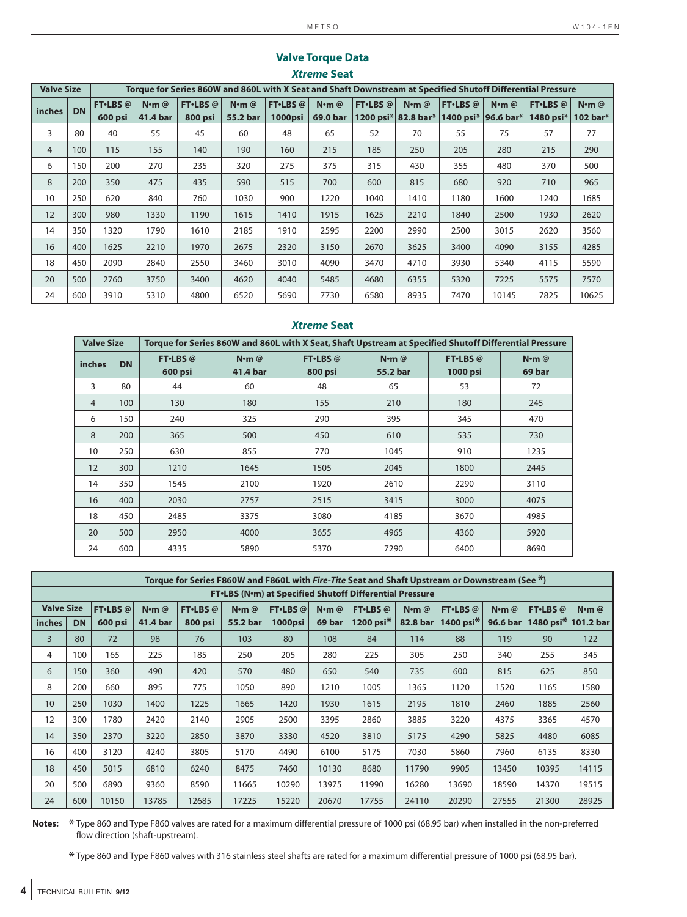## Valve Torque Data

### *Xtreme* Seat

| Valve Size | | Torque for Series 860W and 860L with X Seat and Shaft Downstream at Specified Shutoff Differential Pressure | | | | | | | | | | | |
|---|---|---|---|---|---|---|---|---|---|---|---|---|---|
| inches | DN | FT•LBS @ 600 psi | N•m @ 41.4 bar | FT•LBS @ 800 psi | N•m @ 55.2 bar | FT•LBS @ 1000psi | N•m @ 69.0 bar | FT•LBS @ 1200 psi* | N•m @ 82.8 bar* | FT•LBS @ 1400 psi* | N•m @ 96.6 bar* | FT•LBS @ 1480 psi* | N•m @ 102 bar* |
| 3 | 80 | 40 | 55 | 45 | 60 | 48 | 65 | 52 | 70 | 55 | 75 | 57 | 77 |
| 4 | 100 | 115 | 155 | 140 | 190 | 160 | 215 | 185 | 250 | 205 | 280 | 215 | 290 |
| 6 | 150 | 200 | 270 | 235 | 320 | 275 | 375 | 315 | 430 | 355 | 480 | 370 | 500 |
| 8 | 200 | 350 | 475 | 435 | 590 | 515 | 700 | 600 | 815 | 680 | 920 | 710 | 965 |
| 10 | 250 | 620 | 840 | 760 | 1030 | 900 | 1220 | 1040 | 1410 | 1180 | 1600 | 1240 | 1685 |
| 12 | 300 | 980 | 1330 | 1190 | 1615 | 1410 | 1915 | 1625 | 2210 | 1840 | 2500 | 1930 | 2620 |
| 14 | 350 | 1320 | 1790 | 1610 | 2185 | 1910 | 2595 | 2200 | 2990 | 2500 | 3015 | 2620 | 3560 |
| 16 | 400 | 1625 | 2210 | 1970 | 2675 | 2320 | 3150 | 2670 | 3625 | 3400 | 4090 | 3155 | 4285 |
| 18 | 450 | 2090 | 2840 | 2550 | 3460 | 3010 | 4090 | 3470 | 4710 | 3930 | 5340 | 4115 | 5590 |
| 20 | 500 | 2760 | 3750 | 3400 | 4620 | 4040 | 5485 | 4680 | 6355 | 5320 | 7225 | 5575 | 7570 |
| 24 | 600 | 3910 | 5310 | 4800 | 6520 | 5690 | 7730 | 6580 | 8935 | 7470 | 10145 | 7825 | 10625 |

### *Xtreme* Seat

| Valve Size | | Torque for Series 860W and 860L with X Seat, Shaft Upstream at Specified Shutoff Differential Pressure | | | | | |
|---|---|---|---|---|---|---|---|
| inches | DN | FT•LBS @ 600 psi | N•m @ 41.4 bar | FT•LBS @ 800 psi | N•m @ 55.2 bar | FT•LBS @ 1000 psi | N•m @ 69 bar |
| 3 | 80 | 44 | 60 | 48 | 65 | 53 | 72 |
| 4 | 100 | 130 | 180 | 155 | 210 | 180 | 245 |
| 6 | 150 | 240 | 325 | 290 | 395 | 345 | 470 |
| 8 | 200 | 365 | 500 | 450 | 610 | 535 | 730 |
| 10 | 250 | 630 | 855 | 770 | 1045 | 910 | 1235 |
| 12 | 300 | 1210 | 1645 | 1505 | 2045 | 1800 | 2445 |
| 14 | 350 | 1545 | 2100 | 1920 | 2610 | 2290 | 3110 |
| 16 | 400 | 2030 | 2757 | 2515 | 3415 | 3000 | 4075 |
| 18 | 450 | 2485 | 3375 | 3080 | 4185 | 3670 | 4985 |
| 20 | 500 | 2950 | 4000 | 3655 | 4965 | 4360 | 5920 |
| 24 | 600 | 4335 | 5890 | 5370 | 7290 | 6400 | 8690 |

| Torque for Series F860W and F860L with *Fire-Tite* Seat and Shaft Upstream or Downstream (See *) FT•LBS (N•m) at Specified Shutoff Differential Pressure | | | | | | | | | | | | | |
|---|---|---|---|---|---|---|---|---|---|---|---|---|---|
| Valve Size | | FT•LBS @ 600 psi | N•m @ 41.4 bar | FT•LBS @ 800 psi | N•m @ 55.2 bar | FT•LBS @ 1000psi | N•m @ 69 bar | FT•LBS @ 1200 psi* | N•m @ 82.8 bar | FT•LBS @ 1400 psi* | N•m @ 96.6 bar | FT•LBS @ 1480 psi* | N•m @ 101.2 bar |
| inches | DN | | | | | | | | | | | | |
| 3 | 80 | 72 | 98 | 76 | 103 | 80 | 108 | 84 | 114 | 88 | 119 | 90 | 122 |
| 4 | 100 | 165 | 225 | 185 | 250 | 205 | 280 | 225 | 305 | 250 | 340 | 255 | 345 |
| 6 | 150 | 360 | 490 | 420 | 570 | 480 | 650 | 540 | 735 | 600 | 815 | 625 | 850 |
| 8 | 200 | 660 | 895 | 775 | 1050 | 890 | 1210 | 1005 | 1365 | 1120 | 1520 | 1165 | 1580 |
| 10 | 250 | 1030 | 1400 | 1225 | 1665 | 1420 | 1930 | 1615 | 2195 | 1810 | 2460 | 1885 | 2560 |
| 12 | 300 | 1780 | 2420 | 2140 | 2905 | 2500 | 3395 | 2860 | 3885 | 3220 | 4375 | 3365 | 4570 |
| 14 | 350 | 2370 | 3220 | 2850 | 3870 | 3330 | 4520 | 3810 | 5175 | 4290 | 5825 | 4480 | 6085 |
| 16 | 400 | 3120 | 4240 | 3805 | 5170 | 4490 | 6100 | 5175 | 7030 | 5860 | 7960 | 6135 | 8330 |
| 18 | 450 | 5015 | 6810 | 6240 | 8475 | 7460 | 10130 | 8680 | 11790 | 9905 | 13450 | 10395 | 14115 |
| 20 | 500 | 6890 | 9360 | 8590 | 11665 | 10290 | 13975 | 11990 | 16280 | 13690 | 18590 | 14370 | 19515 |
| 24 | 600 | 10150 | 13785 | 12685 | 17225 | 15220 | 20670 | 17755 | 24110 | 20290 | 27555 | 21300 | 28925 |

**Notes:** * Type 860 and Type F860 valves are rated for a maximum differential pressure of 1000 psi (68.95 bar) when installed in the non-preferred flow direction (shaft-upstream).

* Type 860 and Type F860 valves with 316 stainless steel shafts are rated for a maximum differential pressure of 1000 psi (68.95 bar).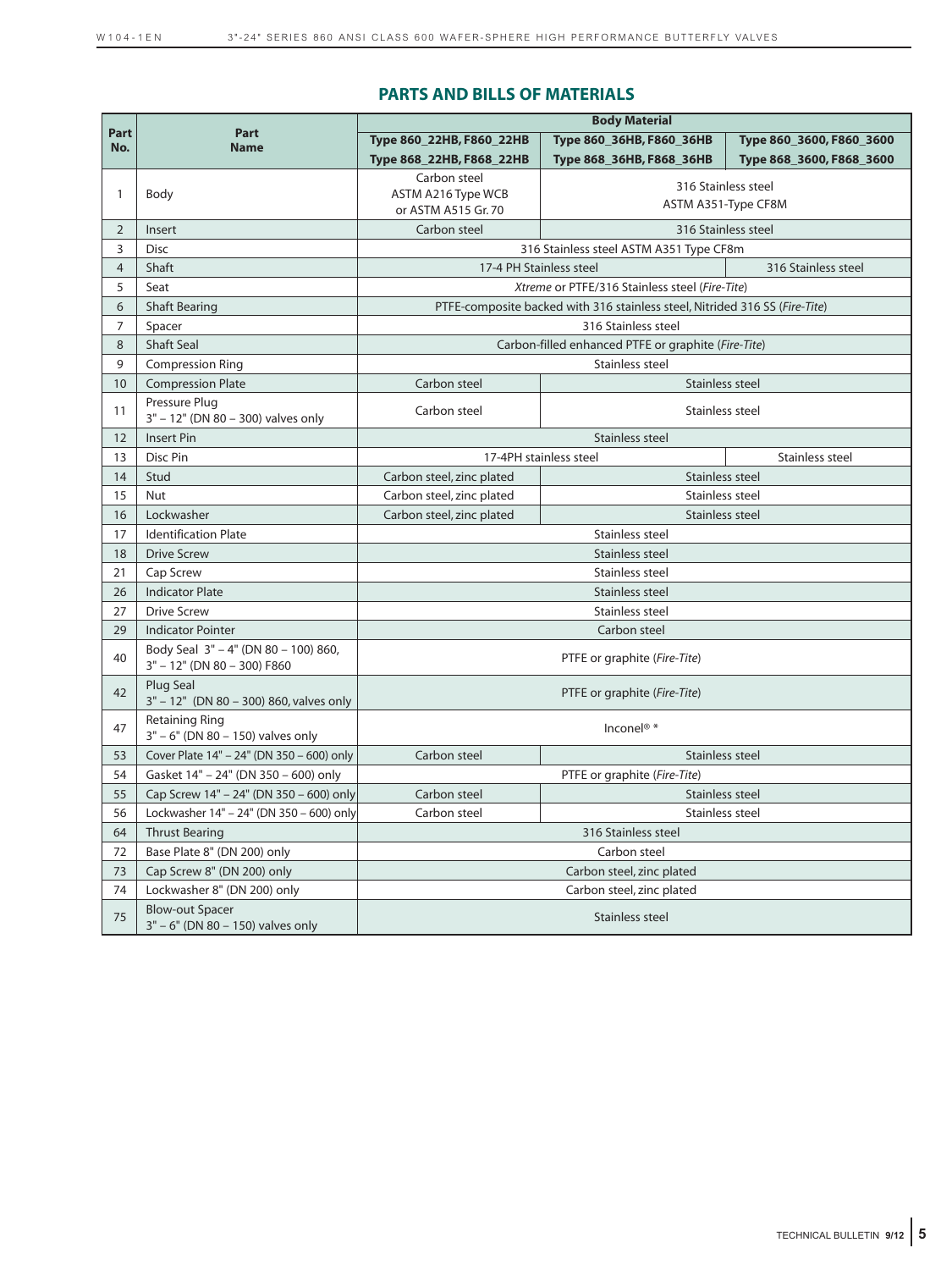## PARTS AND BILLS OF MATERIALS

| Part No. | Part Name | Body Material | | |
|---|---|---|---|---|
| | | Type 860_22HB, F860_22HB<br>Type 868_22HB, F868_22HB | Type 860_36HB, F860_36HB<br>Type 868_36HB, F868_36HB | Type 860_3600, F860_3600<br>Type 868_3600, F868_3600 |
| 1 | Body | Carbon steel ASTM A216 Type WCB or ASTM A515 Gr. 70 | 316 Stainless steel ASTM A351-Type CF8M | |
| 2 | Insert | Carbon steel | 316 Stainless steel | |
| 3 | Disc | 316 Stainless steel ASTM A351 Type CF8m | | |
| 4 | Shaft | 17-4 PH Stainless steel | | 316 Stainless steel |
| 5 | Seat | *Xtreme* or PTFE/316 Stainless steel (*Fire-Tite*) | | |
| 6 | Shaft Bearing | PTFE-composite backed with 316 stainless steel, Nitrided 316 SS (*Fire-Tite*) | | |
| 7 | Spacer | 316 Stainless steel | | |
| 8 | Shaft Seal | Carbon-filled enhanced PTFE or graphite (*Fire-Tite*) | | |
| 9 | Compression Ring | Stainless steel | | |
| 10 | Compression Plate | Carbon steel | Stainless steel | |
| 11 | Pressure Plug<br>3" – 12" (DN 80 – 300) valves only | Carbon steel | Stainless steel | |
| 12 | Insert Pin | Stainless steel | | |
| 13 | Disc Pin | 17-4PH stainless steel | | Stainless steel |
| 14 | Stud | Carbon steel, zinc plated | Stainless steel | |
| 15 | Nut | Carbon steel, zinc plated | Stainless steel | |
| 16 | Lockwasher | Carbon steel, zinc plated | Stainless steel | |
| 17 | Identification Plate | Stainless steel | | |
| 18 | Drive Screw | Stainless steel | | |
| 21 | Cap Screw | Stainless steel | | |
| 26 | Indicator Plate | Stainless steel | | |
| 27 | Drive Screw | Stainless steel | | |
| 29 | Indicator Pointer | Carbon steel | | |
| 40 | Body Seal 3" – 4" (DN 80 – 100) 860,<br>3" – 12" (DN 80 – 300) F860 | PTFE or graphite (*Fire-Tite*) | | |
| 42 | Plug Seal<br>3" – 12" (DN 80 – 300) 860, valves only | PTFE or graphite (*Fire-Tite*) | | |
| 47 | Retaining Ring<br>3" – 6" (DN 80 – 150) valves only | Inconel® * | | |
| 53 | Cover Plate 14" – 24" (DN 350 – 600) only | Carbon steel | Stainless steel | |
| 54 | Gasket 14" – 24" (DN 350 – 600) only | PTFE or graphite (*Fire-Tite*) | | |
| 55 | Cap Screw 14" – 24" (DN 350 – 600) only | Carbon steel | Stainless steel | |
| 56 | Lockwasher 14" – 24" (DN 350 – 600) only | Carbon steel | Stainless steel | |
| 64 | Thrust Bearing | 316 Stainless steel | | |
| 72 | Base Plate 8" (DN 200) only | Carbon steel | | |
| 73 | Cap Screw 8" (DN 200) only | Carbon steel, zinc plated | | |
| 74 | Lockwasher 8" (DN 200) only | Carbon steel, zinc plated | | |
| 75 | Blow-out Spacer<br>3" – 6" (DN 80 – 150) valves only | Stainless steel | | |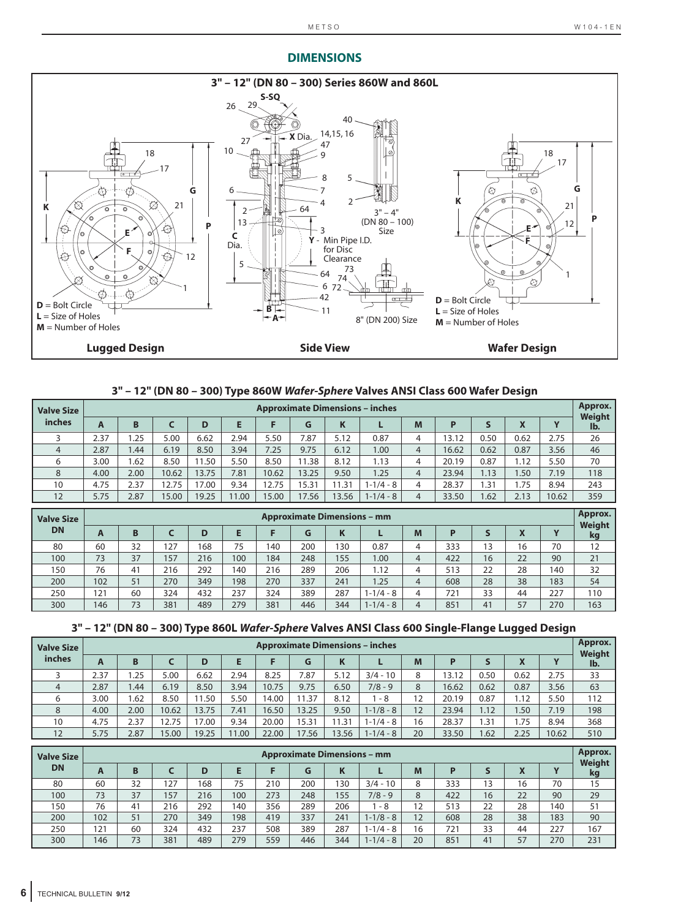## DIMENSIONS

### 3" – 12" (DN 80 – 300) Series 860W and 860L

**Lugged Design** — D = Bolt Circle, L = Size of Holes, M = Number of Holes

**Side View** — S-SQ, X Dia., C Dia., Y - Min Pipe I.D. for Disc Clearance, 3" – 4" (DN 80 – 100) Size, 8" (DN 200) Size

**Wafer Design** — D = Bolt Circle, L = Size of Holes, M = Number of Holes

### 3" – 12" (DN 80 – 300) Type 860W *Wafer-Sphere* Valves ANSI Class 600 Wafer Design

| Valve Size inches | Approximate Dimensions – inches | | | | | | | | | | | | | | Approx. Weight lb. |
|---|---|---|---|---|---|---|---|---|---|---|---|---|---|---|---|
| | A | B | C | D | E | F | G | K | L | M | P | S | X | Y | |
| 3 | 2.37 | 1.25 | 5.00 | 6.62 | 2.94 | 5.50 | 7.87 | 5.12 | 0.87 | 4 | 13.12 | 0.50 | 0.62 | 2.75 | 26 |
| 4 | 2.87 | 1.44 | 6.19 | 8.50 | 3.94 | 7.25 | 9.75 | 6.12 | 1.00 | 4 | 16.62 | 0.62 | 0.87 | 3.56 | 46 |
| 6 | 3.00 | 1.62 | 8.50 | 11.50 | 5.50 | 8.50 | 11.38 | 8.12 | 1.13 | 4 | 20.19 | 0.87 | 1.12 | 5.50 | 70 |
| 8 | 4.00 | 2.00 | 10.62 | 13.75 | 7.81 | 10.62 | 13.25 | 9.50 | 1.25 | 4 | 23.94 | 1.13 | 1.50 | 7.19 | 118 |
| 10 | 4.75 | 2.37 | 12.75 | 17.00 | 9.34 | 12.75 | 15.31 | 11.31 | 1-1/4 - 8 | 4 | 28.37 | 1.31 | 1.75 | 8.94 | 243 |
| 12 | 5.75 | 2.87 | 15.00 | 19.25 | 11.00 | 15.00 | 17.56 | 13.56 | 1-1/4 - 8 | 4 | 33.50 | 1.62 | 2.13 | 10.62 | 359 |

| Valve Size DN | Approximate Dimensions – mm | | | | | | | | | | | | | | Approx. Weight kg |
|---|---|---|---|---|---|---|---|---|---|---|---|---|---|---|---|
| | A | B | C | D | E | F | G | K | L | M | P | S | X | Y | |
| 80 | 60 | 32 | 127 | 168 | 75 | 140 | 200 | 130 | 0.87 | 4 | 333 | 13 | 16 | 70 | 12 |
| 100 | 73 | 37 | 157 | 216 | 100 | 184 | 248 | 155 | 1.00 | 4 | 422 | 16 | 22 | 90 | 21 |
| 150 | 76 | 41 | 216 | 292 | 140 | 216 | 289 | 206 | 1.12 | 4 | 513 | 22 | 28 | 140 | 32 |
| 200 | 102 | 51 | 270 | 349 | 198 | 270 | 337 | 241 | 1.25 | 4 | 608 | 28 | 38 | 183 | 54 |
| 250 | 121 | 60 | 324 | 432 | 237 | 324 | 389 | 287 | 1-1/4 - 8 | 4 | 721 | 33 | 44 | 227 | 110 |
| 300 | 146 | 73 | 381 | 489 | 279 | 381 | 446 | 344 | 1-1/4 - 8 | 4 | 851 | 41 | 57 | 270 | 163 |

### 3" – 12" (DN 80 – 300) Type 860L *Wafer-Sphere* Valves ANSI Class 600 Single-Flange Lugged Design

| Valve Size inches | Approximate Dimensions – inches | | | | | | | | | | | | | | Approx. Weight lb. |
|---|---|---|---|---|---|---|---|---|---|---|---|---|---|---|---|
| | A | B | C | D | E | F | G | K | L | M | P | S | X | Y | |
| 3 | 2.37 | 1.25 | 5.00 | 6.62 | 2.94 | 8.25 | 7.87 | 5.12 | 3/4 - 10 | 8 | 13.12 | 0.50 | 0.62 | 2.75 | 33 |
| 4 | 2.87 | 1.44 | 6.19 | 8.50 | 3.94 | 10.75 | 9.75 | 6.50 | 7/8 - 9 | 8 | 16.62 | 0.62 | 0.87 | 3.56 | 63 |
| 6 | 3.00 | 1.62 | 8.50 | 11.50 | 5.50 | 14.00 | 11.37 | 8.12 | 1 - 8 | 12 | 20.19 | 0.87 | 1.12 | 5.50 | 112 |
| 8 | 4.00 | 2.00 | 10.62 | 13.75 | 7.41 | 16.50 | 13.25 | 9.50 | 1-1/8 - 8 | 12 | 23.94 | 1.12 | 1.50 | 7.19 | 198 |
| 10 | 4.75 | 2.37 | 12.75 | 17.00 | 9.34 | 20.00 | 15.31 | 11.31 | 1-1/4 - 8 | 16 | 28.37 | 1.31 | 1.75 | 8.94 | 368 |
| 12 | 5.75 | 2.87 | 15.00 | 19.25 | 11.00 | 22.00 | 17.56 | 13.56 | 1-1/4 - 8 | 20 | 33.50 | 1.62 | 2.25 | 10.62 | 510 |

| Valve Size DN | Approximate Dimensions – mm | | | | | | | | | | | | | | Approx. Weight kg |
|---|---|---|---|---|---|---|---|---|---|---|---|---|---|---|---|
| | A | B | C | D | E | F | G | K | L | M | P | S | X | Y | |
| 80 | 60 | 32 | 127 | 168 | 75 | 210 | 200 | 130 | 3/4 - 10 | 8 | 333 | 13 | 16 | 70 | 15 |
| 100 | 73 | 37 | 157 | 216 | 100 | 273 | 248 | 155 | 7/8 - 9 | 8 | 422 | 16 | 22 | 90 | 29 |
| 150 | 76 | 41 | 216 | 292 | 140 | 356 | 289 | 206 | 1 - 8 | 12 | 513 | 22 | 28 | 140 | 51 |
| 200 | 102 | 51 | 270 | 349 | 198 | 419 | 337 | 241 | 1-1/8 - 8 | 12 | 608 | 28 | 38 | 183 | 90 |
| 250 | 121 | 60 | 324 | 432 | 237 | 508 | 389 | 287 | 1-1/4 - 8 | 16 | 721 | 33 | 44 | 227 | 167 |
| 300 | 146 | 73 | 381 | 489 | 279 | 559 | 446 | 344 | 1-1/4 - 8 | 20 | 851 | 41 | 57 | 270 | 231 |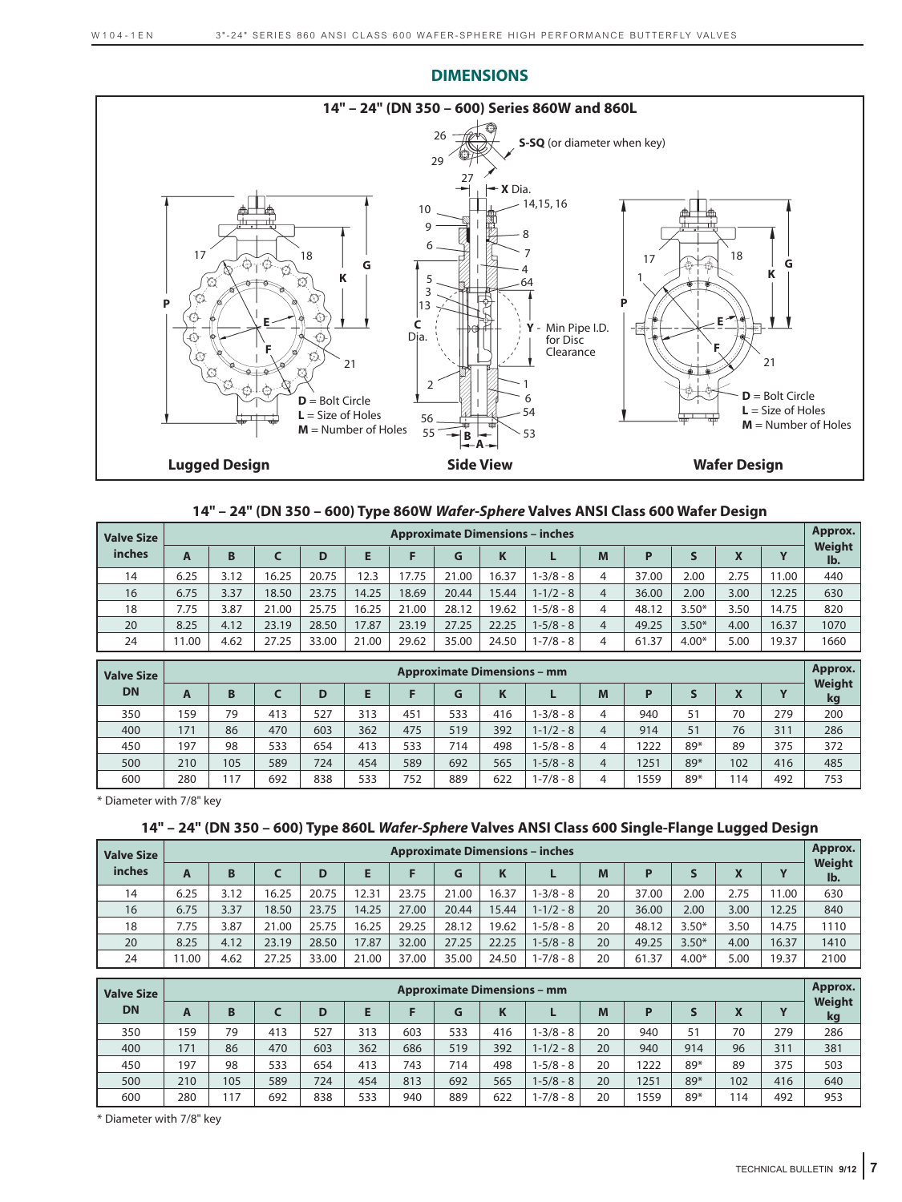## DIMENSIONS

**14" – 24" (DN 350 – 600) Series 860W and 860L**

Lugged Design — D = Bolt Circle, L = Size of Holes, M = Number of Holes

Side View — S-SQ (or diameter when key); X Dia.; C Dia.; Y - Min Pipe I.D. for Disc Clearance

Wafer Design — D = Bolt Circle, L = Size of Holes, M = Number of Holes

### 14" – 24" (DN 350 – 600) Type 860W *Wafer-Sphere* Valves ANSI Class 600 Wafer Design

| Valve Size inches | Approximate Dimensions – inches | | | | | | | | | | | | | | Approx. Weight lb. |
|---|---|---|---|---|---|---|---|---|---|---|---|---|---|---|---|
| | A | B | C | D | E | F | G | K | L | M | P | S | X | Y | |
| 14 | 6.25 | 3.12 | 16.25 | 20.75 | 12.3 | 17.75 | 21.00 | 16.37 | 1-3/8 - 8 | 4 | 37.00 | 2.00 | 2.75 | 11.00 | 440 |
| 16 | 6.75 | 3.37 | 18.50 | 23.75 | 14.25 | 18.69 | 20.44 | 15.44 | 1-1/2 - 8 | 4 | 36.00 | 2.00 | 3.00 | 12.25 | 630 |
| 18 | 7.75 | 3.87 | 21.00 | 25.75 | 16.25 | 21.00 | 28.12 | 19.62 | 1-5/8 - 8 | 4 | 48.12 | 3.50* | 3.50 | 14.75 | 820 |
| 20 | 8.25 | 4.12 | 23.19 | 28.50 | 17.87 | 23.19 | 27.25 | 22.25 | 1-5/8 - 8 | 4 | 49.25 | 3.50* | 4.00 | 16.37 | 1070 |
| 24 | 11.00 | 4.62 | 27.25 | 33.00 | 21.00 | 29.62 | 35.00 | 24.50 | 1-7/8 - 8 | 4 | 61.37 | 4.00* | 5.00 | 19.37 | 1660 |

| Valve Size DN | Approximate Dimensions – mm | | | | | | | | | | | | | | Approx. Weight kg |
|---|---|---|---|---|---|---|---|---|---|---|---|---|---|---|---|
| | A | B | C | D | E | F | G | K | L | M | P | S | X | Y | |
| 350 | 159 | 79 | 413 | 527 | 313 | 451 | 533 | 416 | 1-3/8 - 8 | 4 | 940 | 51 | 70 | 279 | 200 |
| 400 | 171 | 86 | 470 | 603 | 362 | 475 | 519 | 392 | 1-1/2 - 8 | 4 | 914 | 51 | 76 | 311 | 286 |
| 450 | 197 | 98 | 533 | 654 | 413 | 533 | 714 | 498 | 1-5/8 - 8 | 4 | 1222 | 89* | 89 | 375 | 372 |
| 500 | 210 | 105 | 589 | 724 | 454 | 589 | 692 | 565 | 1-5/8 - 8 | 4 | 1251 | 89* | 102 | 416 | 485 |
| 600 | 280 | 117 | 692 | 838 | 533 | 752 | 889 | 622 | 1-7/8 - 8 | 4 | 1559 | 89* | 114 | 492 | 753 |

\* Diameter with 7/8" key

### 14" – 24" (DN 350 – 600) Type 860L *Wafer-Sphere* Valves ANSI Class 600 Single-Flange Lugged Design

| Valve Size inches | Approximate Dimensions – inches | | | | | | | | | | | | | | Approx. Weight lb. |
|---|---|---|---|---|---|---|---|---|---|---|---|---|---|---|---|
| | A | B | C | D | E | F | G | K | L | M | P | S | X | Y | |
| 14 | 6.25 | 3.12 | 16.25 | 20.75 | 12.31 | 23.75 | 21.00 | 16.37 | 1-3/8 - 8 | 20 | 37.00 | 2.00 | 2.75 | 11.00 | 630 |
| 16 | 6.75 | 3.37 | 18.50 | 23.75 | 14.25 | 27.00 | 20.44 | 15.44 | 1-1/2 - 8 | 20 | 36.00 | 2.00 | 3.00 | 12.25 | 840 |
| 18 | 7.75 | 3.87 | 21.00 | 25.75 | 16.25 | 29.25 | 28.12 | 19.62 | 1-5/8 - 8 | 20 | 48.12 | 3.50* | 3.50 | 14.75 | 1110 |
| 20 | 8.25 | 4.12 | 23.19 | 28.50 | 17.87 | 32.00 | 27.25 | 22.25 | 1-5/8 - 8 | 20 | 49.25 | 3.50* | 4.00 | 16.37 | 1410 |
| 24 | 11.00 | 4.62 | 27.25 | 33.00 | 21.00 | 37.00 | 35.00 | 24.50 | 1-7/8 - 8 | 20 | 61.37 | 4.00* | 5.00 | 19.37 | 2100 |

| Valve Size DN | Approximate Dimensions – mm | | | | | | | | | | | | | | Approx. Weight kg |
|---|---|---|---|---|---|---|---|---|---|---|---|---|---|---|---|
| | A | B | C | D | E | F | G | K | L | M | P | S | X | Y | |
| 350 | 159 | 79 | 413 | 527 | 313 | 603 | 533 | 416 | 1-3/8 - 8 | 20 | 940 | 51 | 70 | 279 | 286 |
| 400 | 171 | 86 | 470 | 603 | 362 | 686 | 519 | 392 | 1-1/2 - 8 | 20 | 940 | 914 | 96 | 311 | 381 |
| 450 | 197 | 98 | 533 | 654 | 413 | 743 | 714 | 498 | 1-5/8 - 8 | 20 | 1222 | 89* | 89 | 375 | 503 |
| 500 | 210 | 105 | 589 | 724 | 454 | 813 | 692 | 565 | 1-5/8 - 8 | 20 | 1251 | 89* | 102 | 416 | 640 |
| 600 | 280 | 117 | 692 | 838 | 533 | 940 | 889 | 622 | 1-7/8 - 8 | 20 | 1559 | 89* | 114 | 492 | 953 |

\* Diameter with 7/8" key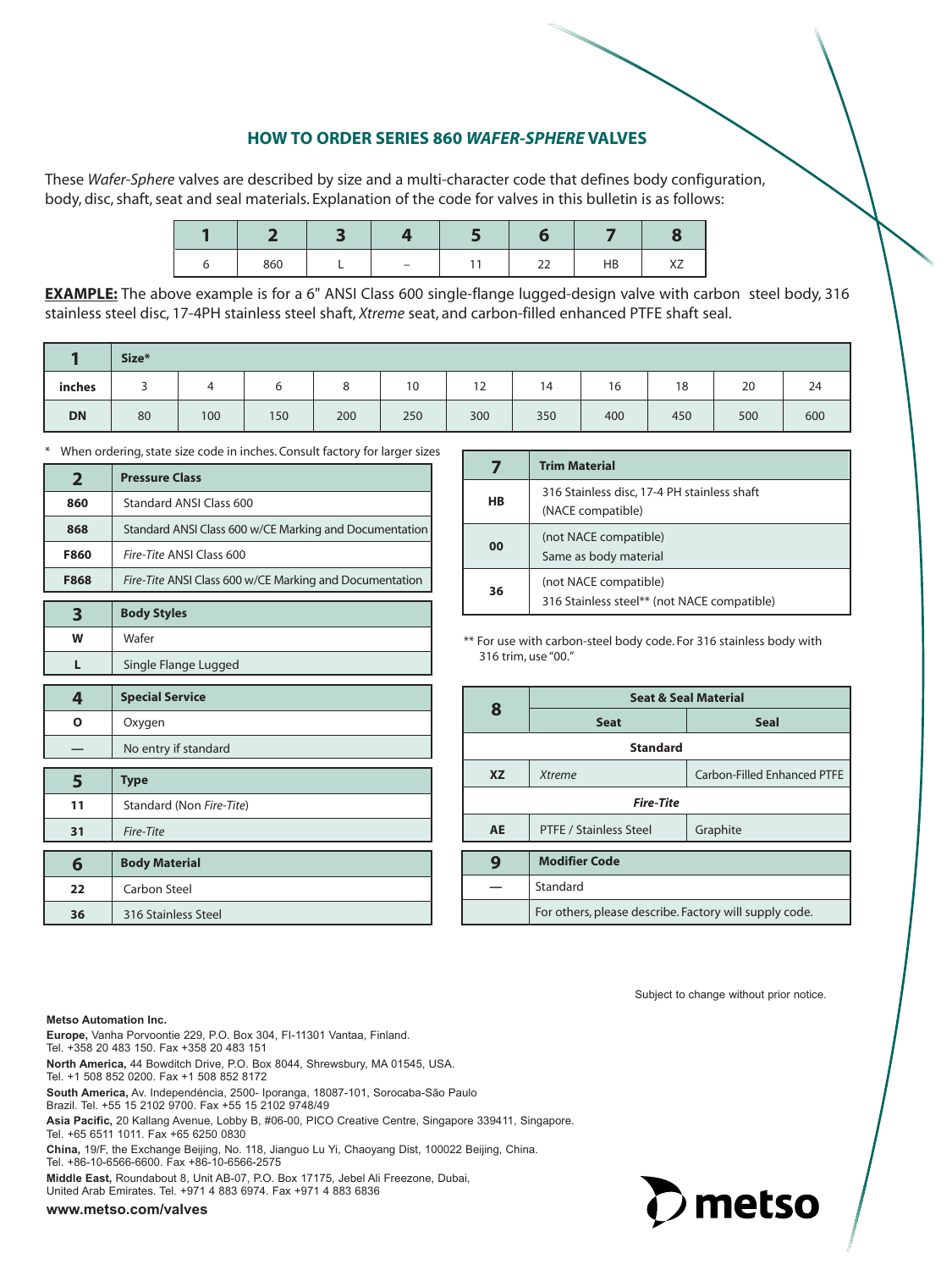## HOW TO ORDER SERIES 860 *WAFER-SPHERE* VALVES

These *Wafer-Sphere* valves are described by size and a multi-character code that defines body configuration, body, disc, shaft, seat and seal materials. Explanation of the code for valves in this bulletin is as follows:

| 1 | 2 | 3 | 4 | 5 | 6 | 7 | 8 |
|---|---|---|---|---|---|---|---|
| 6 | 860 | L | – | 11 | 22 | HB | XZ |

**EXAMPLE:** The above example is for a 6" ANSI Class 600 single-flange lugged-design valve with carbon steel body, 316 stainless steel disc, 17-4PH stainless steel shaft, *Xtreme* seat, and carbon-filled enhanced PTFE shaft seal.

| 1 | Size* | | | | | | | | | | |
|---|---|---|---|---|---|---|---|---|---|---|---|
| inches | 3 | 4 | 6 | 8 | 10 | 12 | 14 | 16 | 18 | 20 | 24 |
| DN | 80 | 100 | 150 | 200 | 250 | 300 | 350 | 400 | 450 | 500 | 600 |

\* When ordering, state size code in inches. Consult factory for larger sizes

| 2 | Pressure Class |
|---|---|
| 860 | Standard ANSI Class 600 |
| 868 | Standard ANSI Class 600 w/CE Marking and Documentation |
| F860 | *Fire-Tite* ANSI Class 600 |
| F868 | *Fire-Tite* ANSI Class 600 w/CE Marking and Documentation |

| 3 | Body Styles |
|---|---|
| W | Wafer |
| L | Single Flange Lugged |

| 4 | Special Service |
|---|---|
| O | Oxygen |
| — | No entry if standard |

| 5 | Type |
|---|---|
| 11 | Standard (Non *Fire-Tite*) |
| 31 | *Fire-Tite* |

| 6 | Body Material |
|---|---|
| 22 | Carbon Steel |
| 36 | 316 Stainless Steel |

| 7 | Trim Material |
|---|---|
| HB | 316 Stainless disc, 17-4 PH stainless shaft (NACE compatible) |
| 00 | (not NACE compatible) Same as body material |
| 36 | (not NACE compatible) 316 Stainless steel** (not NACE compatible) |

** For use with carbon-steel body code. For 316 stainless body with 316 trim, use "00."

| 8 | Seat & Seal Material | |
|---|---|---|
| | Seat | Seal |
| | **Standard** | |
| XZ | *Xtreme* | Carbon-Filled Enhanced PTFE |
| | ***Fire-Tite*** | |
| AE | PTFE / Stainless Steel | Graphite |

| 9 | Modifier Code |
|---|---|
| — | Standard |
| | For others, please describe. Factory will supply code. |

Subject to change without prior notice.

**Metso Automation Inc.**

**Europe,** Vanha Porvoontie 229, P.O. Box 304, FI-11301 Vantaa, Finland. Tel. +358 20 483 150. Fax +358 20 483 151

**North America,** 44 Bowditch Drive, P.O. Box 8044, Shrewsbury, MA 01545, USA. Tel. +1 508 852 0200. Fax +1 508 852 8172

**South America,** Av. Independência, 2500- Iporanga, 18087-101, Sorocaba-São Paulo Brazil. Tel. +55 15 2102 9700. Fax +55 15 2102 9748/49

**Asia Pacific,** 20 Kallang Avenue, Lobby B, #06-00, PICO Creative Centre, Singapore 339411, Singapore. Tel. +65 6511 1011. Fax +65 6250 0830

**China,** 19/F, the Exchange Beijing, No. 118, Jianguo Lu Yi, Chaoyang Dist, 100022 Beijing, China. Tel. +86-10-6566-6600. Fax +86-10-6566-2575

**Middle East,** Roundabout 8, Unit AB-07, P.O. Box 17175, Jebel Ali Freezone, Dubai, United Arab Emirates. Tel. +971 4 883 6974. Fax +971 4 883 6836

**www.metso.com/valves**

metso